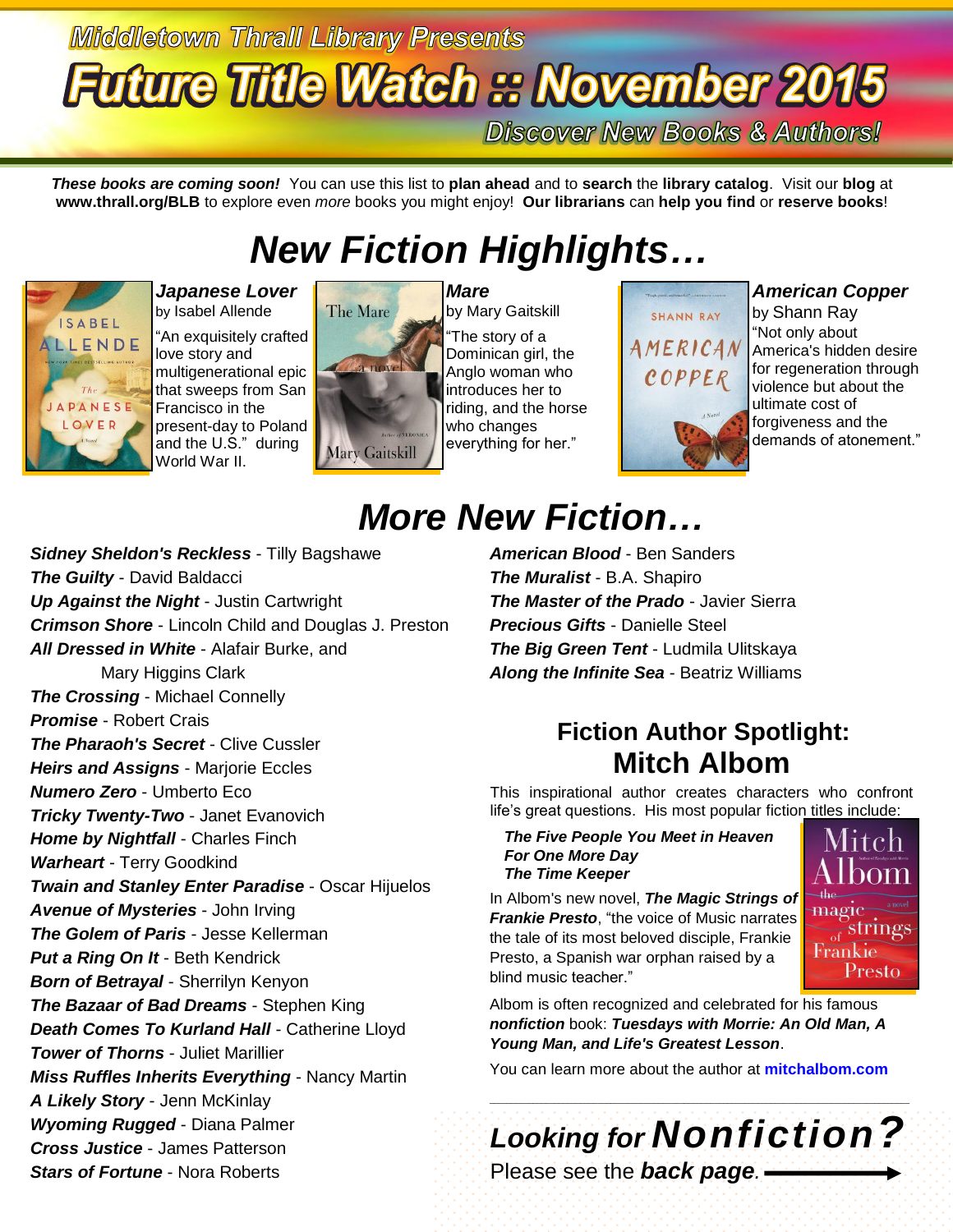# Middletown Thrall Library Presents

# Future Title Watch :: November 2015

**Discover New Books & Authors!**

***These books are coming soon!*** You can use this list to **plan ahead** and to **search** the **library catalog**. Visit our **blog** at **www.thrall.org/BLB** to explore even *more* books you might enjoy! **Our librarians** can **help you find** or **reserve books**!

## *New Fiction Highlights…*

***Japanese Lover*** by Isabel Allende
"An exquisitely crafted love story and multigenerational epic that sweeps from San Francisco in the present-day to Poland and the U.S." during World War II.

***Mare*** by Mary Gaitskill
"The story of a Dominican girl, the Anglo woman who introduces her to riding, and the horse who changes everything for her."

***American Copper*** by Shann Ray
"Not only about America's hidden desire for regeneration through violence but about the ultimate cost of forgiveness and the demands of atonement."

## *More New Fiction…*

- ***Sidney Sheldon's Reckless*** - Tilly Bagshawe
- ***The Guilty*** - David Baldacci
- ***Up Against the Night*** - Justin Cartwright
- ***Crimson Shore*** - Lincoln Child and Douglas J. Preston
- ***All Dressed in White*** - Alafair Burke, and Mary Higgins Clark
- ***The Crossing*** - Michael Connelly
- ***Promise*** - Robert Crais
- ***The Pharaoh's Secret*** - Clive Cussler
- ***Heirs and Assigns*** - Marjorie Eccles
- ***Numero Zero*** - Umberto Eco
- ***Tricky Twenty-Two*** - Janet Evanovich
- ***Home by Nightfall*** - Charles Finch
- ***Warheart*** - Terry Goodkind
- ***Twain and Stanley Enter Paradise*** - Oscar Hijuelos
- ***Avenue of Mysteries*** - John Irving
- ***The Golem of Paris*** - Jesse Kellerman
- ***Put a Ring On It*** - Beth Kendrick
- ***Born of Betrayal*** - Sherrilyn Kenyon
- ***The Bazaar of Bad Dreams*** - Stephen King
- ***Death Comes To Kurland Hall*** - Catherine Lloyd
- ***Tower of Thorns*** - Juliet Marillier
- ***Miss Ruffles Inherits Everything*** - Nancy Martin
- ***A Likely Story*** - Jenn McKinlay
- ***Wyoming Rugged*** - Diana Palmer
- ***Cross Justice*** - James Patterson
- ***Stars of Fortune*** - Nora Roberts
- ***American Blood*** - Ben Sanders
- ***The Muralist*** - B.A. Shapiro
- ***The Master of the Prado*** - Javier Sierra
- ***Precious Gifts*** - Danielle Steel
- ***The Big Green Tent*** - Ludmila Ulitskaya
- ***Along the Infinite Sea*** - Beatriz Williams

## Fiction Author Spotlight: Mitch Albom

This inspirational author creates characters who confront life's great questions. His most popular fiction titles include:

***The Five People You Meet in Heaven***
***For One More Day***
***The Time Keeper***

In Albom's new novel, ***The Magic Strings of Frankie Presto***, "the voice of Music narrates the tale of its most beloved disciple, Frankie Presto, a Spanish war orphan raised by a blind music teacher."

Albom is often recognized and celebrated for his famous ***nonfiction*** book: ***Tuesdays with Morrie: An Old Man, A Young Man, and Life's Greatest Lesson***.

You can learn more about the author at **mitchalbom.com**

---

## *Looking for Nonfiction?*

Please see the ***back page***. ⟶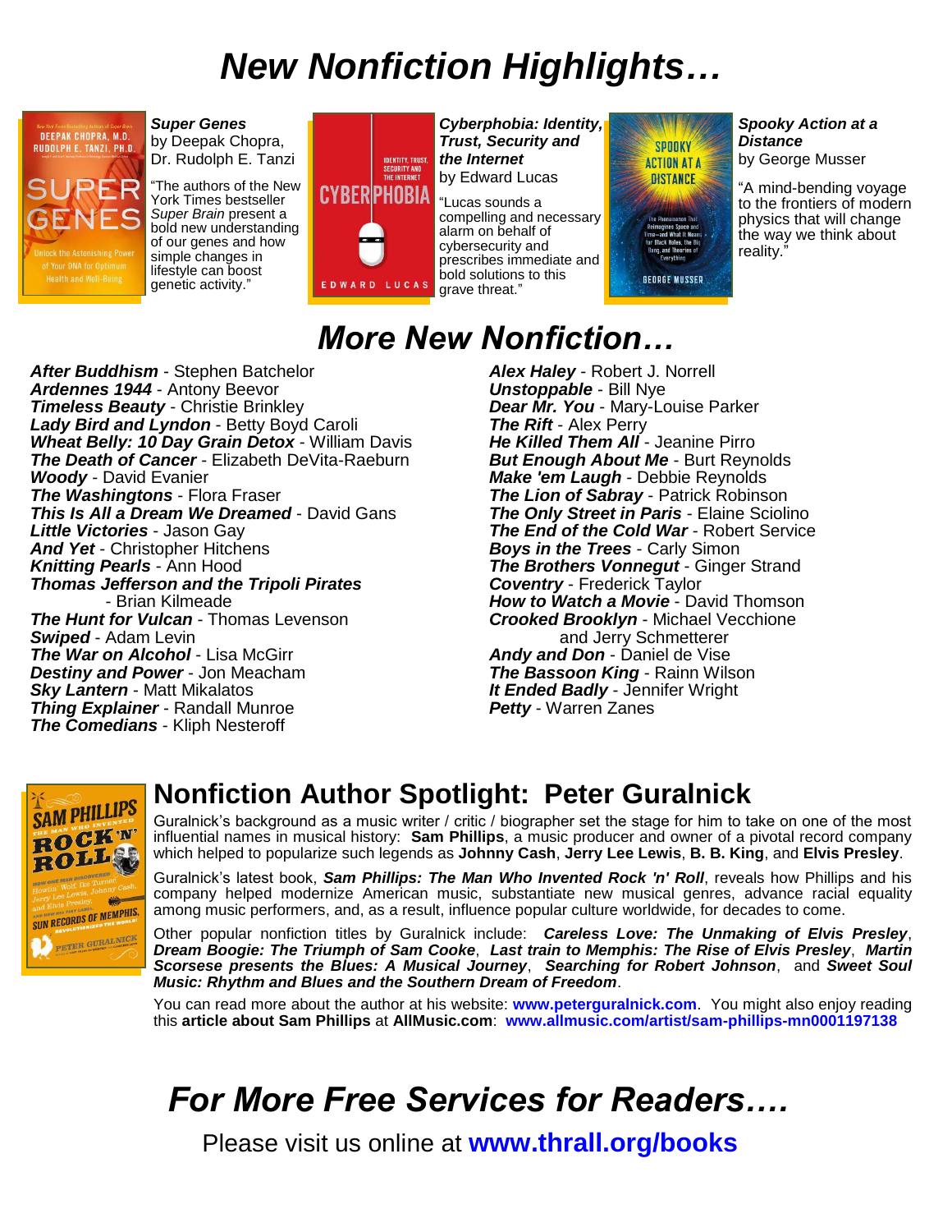# *New Nonfiction Highlights…*

***Super Genes***
by Deepak Chopra, Dr. Rudolph E. Tanzi

"The authors of the New York Times bestseller *Super Brain* present a bold new understanding of our genes and how simple changes in lifestyle can boost genetic activity."

***Cyberphobia: Identity, Trust, Security and the Internet***
by Edward Lucas

"Lucas sounds a compelling and necessary alarm on behalf of cybersecurity and prescribes immediate and bold solutions to this grave threat."

***Spooky Action at a Distance***
by George Musser

"A mind-bending voyage to the frontiers of modern physics that will change the way we think about reality."

# *More New Nonfiction…*

***After Buddhism*** - Stephen Batchelor
***Ardennes 1944*** - Antony Beevor
***Timeless Beauty*** - Christie Brinkley
***Lady Bird and Lyndon*** - Betty Boyd Caroli
***Wheat Belly: 10 Day Grain Detox*** - William Davis
***The Death of Cancer*** - Elizabeth DeVita-Raeburn
***Woody*** - David Evanier
***The Washingtons*** - Flora Fraser
***This Is All a Dream We Dreamed*** - David Gans
***Little Victories*** - Jason Gay
***And Yet*** - Christopher Hitchens
***Knitting Pearls*** - Ann Hood
***Thomas Jefferson and the Tripoli Pirates*** - Brian Kilmeade
***The Hunt for Vulcan*** - Thomas Levenson
***Swiped*** - Adam Levin
***The War on Alcohol*** - Lisa McGirr
***Destiny and Power*** - Jon Meacham
***Sky Lantern*** - Matt Mikalatos
***Thing Explainer*** - Randall Munroe
***The Comedians*** - Kliph Nesteroff
***Alex Haley*** - Robert J. Norrell
***Unstoppable*** - Bill Nye
***Dear Mr. You*** - Mary-Louise Parker
***The Rift*** - Alex Perry
***He Killed Them All*** - Jeanine Pirro
***But Enough About Me*** - Burt Reynolds
***Make 'em Laugh*** - Debbie Reynolds
***The Lion of Sabray*** - Patrick Robinson
***The Only Street in Paris*** - Elaine Sciolino
***The End of the Cold War*** - Robert Service
***Boys in the Trees*** - Carly Simon
***The Brothers Vonnegut*** - Ginger Strand
***Coventry*** - Frederick Taylor
***How to Watch a Movie*** - David Thomson
***Crooked Brooklyn*** - Michael Vecchione and Jerry Schmetterer
***Andy and Don*** - Daniel de Vise
***The Bassoon King*** - Rainn Wilson
***It Ended Badly*** - Jennifer Wright
***Petty*** - Warren Zanes

## Nonfiction Author Spotlight: Peter Guralnick

Guralnick's background as a music writer / critic / biographer set the stage for him to take on one of the most influential names in musical history: **Sam Phillips**, a music producer and owner of a pivotal record company which helped to popularize such legends as **Johnny Cash**, **Jerry Lee Lewis**, **B. B. King**, and **Elvis Presley**.

Guralnick's latest book, ***Sam Phillips: The Man Who Invented Rock 'n' Roll***, reveals how Phillips and his company helped modernize American music, substantiate new musical genres, advance racial equality among music performers, and, as a result, influence popular culture worldwide, for decades to come.

Other popular nonfiction titles by Guralnick include: ***Careless Love: The Unmaking of Elvis Presley***, ***Dream Boogie: The Triumph of Sam Cooke***, ***Last train to Memphis: The Rise of Elvis Presley***, ***Martin Scorsese presents the Blues: A Musical Journey***, ***Searching for Robert Johnson***, and ***Sweet Soul Music: Rhythm and Blues and the Southern Dream of Freedom***.

You can read more about the author at his website: **www.peterguralnick.com**. You might also enjoy reading this **article about Sam Phillips** at **AllMusic.com**: **www.allmusic.com/artist/sam-phillips-mn0001197138**

# *For More Free Services for Readers….*

Please visit us online at **www.thrall.org/books**